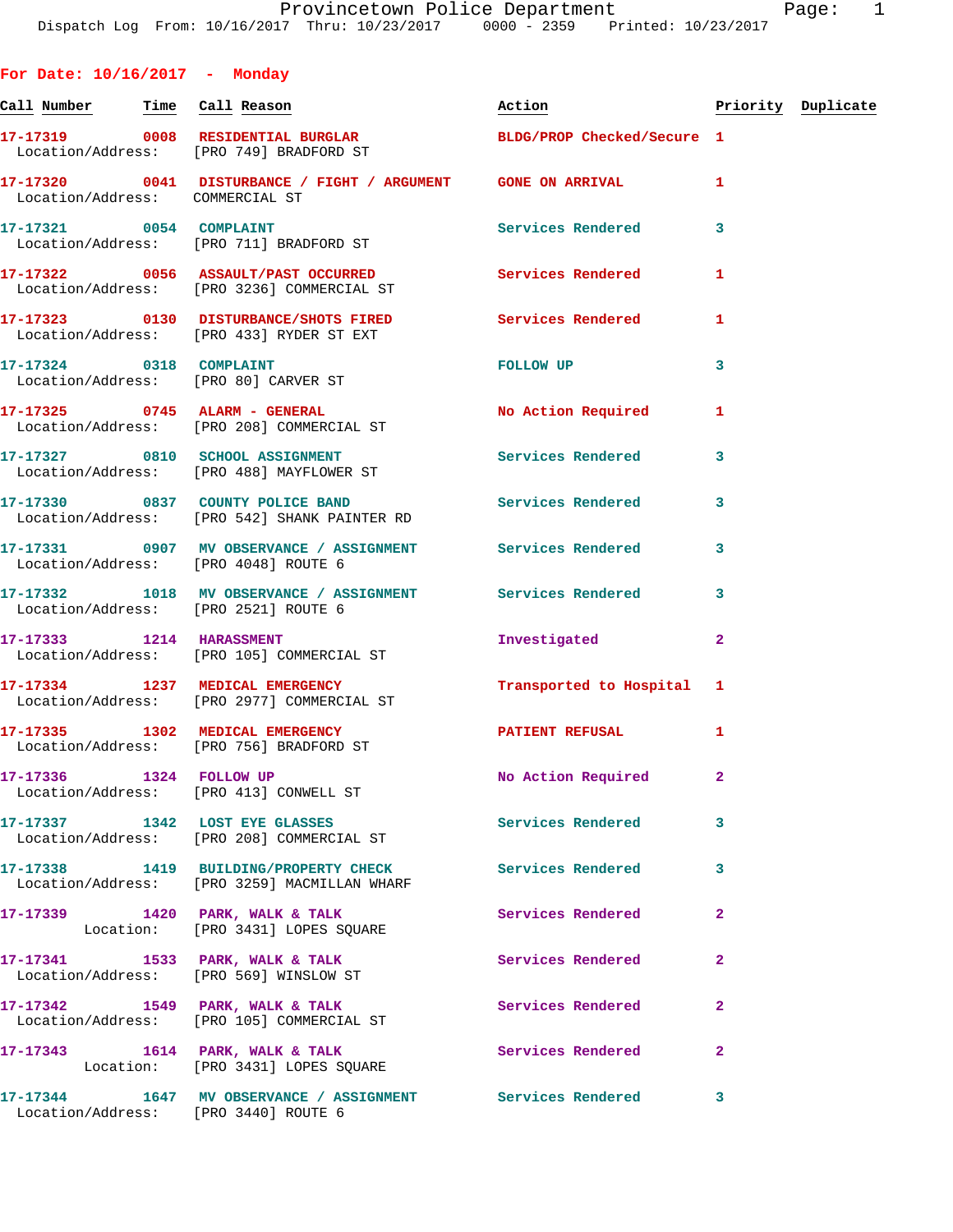Provincetown Police Department
Dispatch Log From: 10/16/2017 Thru: 10/23/2017 0000 - 2359 Printed: 10/23/2017

## For Date: 10/16/2017 - Monday

| Call Number | Time | Call Reason | Action | Priority | Duplicate |
|---|---|---|---|---|---|
| 17-17319 | 0008 | RESIDENTIAL BURGLAR<br>Location/Address: [PRO 749] BRADFORD ST | BLDG/PROP Checked/Secure | 1 | |
| 17-17320 | 0041 | DISTURBANCE / FIGHT / ARGUMENT<br>Location/Address: COMMERCIAL ST | GONE ON ARRIVAL | 1 | |
| 17-17321 | 0054 | COMPLAINT<br>Location/Address: [PRO 711] BRADFORD ST | Services Rendered | 3 | |
| 17-17322 | 0056 | ASSAULT/PAST OCCURRED<br>Location/Address: [PRO 3236] COMMERCIAL ST | Services Rendered | 1 | |
| 17-17323 | 0130 | DISTURBANCE/SHOTS FIRED<br>Location/Address: [PRO 433] RYDER ST EXT | Services Rendered | 1 | |
| 17-17324 | 0318 | COMPLAINT<br>Location/Address: [PRO 80] CARVER ST | FOLLOW UP | 3 | |
| 17-17325 | 0745 | ALARM - GENERAL<br>Location/Address: [PRO 208] COMMERCIAL ST | No Action Required | 1 | |
| 17-17327 | 0810 | SCHOOL ASSIGNMENT<br>Location/Address: [PRO 488] MAYFLOWER ST | Services Rendered | 3 | |
| 17-17330 | 0837 | COUNTY POLICE BAND<br>Location/Address: [PRO 542] SHANK PAINTER RD | Services Rendered | 3 | |
| 17-17331 | 0907 | MV OBSERVANCE / ASSIGNMENT<br>Location/Address: [PRO 4048] ROUTE 6 | Services Rendered | 3 | |
| 17-17332 | 1018 | MV OBSERVANCE / ASSIGNMENT<br>Location/Address: [PRO 2521] ROUTE 6 | Services Rendered | 3 | |
| 17-17333 | 1214 | HARASSMENT<br>Location/Address: [PRO 105] COMMERCIAL ST | Investigated | 2 | |
| 17-17334 | 1237 | MEDICAL EMERGENCY<br>Location/Address: [PRO 2977] COMMERCIAL ST | Transported to Hospital | 1 | |
| 17-17335 | 1302 | MEDICAL EMERGENCY<br>Location/Address: [PRO 756] BRADFORD ST | PATIENT REFUSAL | 1 | |
| 17-17336 | 1324 | FOLLOW UP<br>Location/Address: [PRO 413] CONWELL ST | No Action Required | 2 | |
| 17-17337 | 1342 | LOST EYE GLASSES<br>Location/Address: [PRO 208] COMMERCIAL ST | Services Rendered | 3 | |
| 17-17338 | 1419 | BUILDING/PROPERTY CHECK<br>Location/Address: [PRO 3259] MACMILLAN WHARF | Services Rendered | 3 | |
| 17-17339 | 1420 | PARK, WALK & TALK<br>Location: [PRO 3431] LOPES SQUARE | Services Rendered | 2 | |
| 17-17341 | 1533 | PARK, WALK & TALK<br>Location/Address: [PRO 569] WINSLOW ST | Services Rendered | 2 | |
| 17-17342 | 1549 | PARK, WALK & TALK<br>Location/Address: [PRO 105] COMMERCIAL ST | Services Rendered | 2 | |
| 17-17343 | 1614 | PARK, WALK & TALK<br>Location: [PRO 3431] LOPES SQUARE | Services Rendered | 2 | |
| 17-17344 | 1647 | MV OBSERVANCE / ASSIGNMENT<br>Location/Address: [PRO 3440] ROUTE 6 | Services Rendered | 3 | |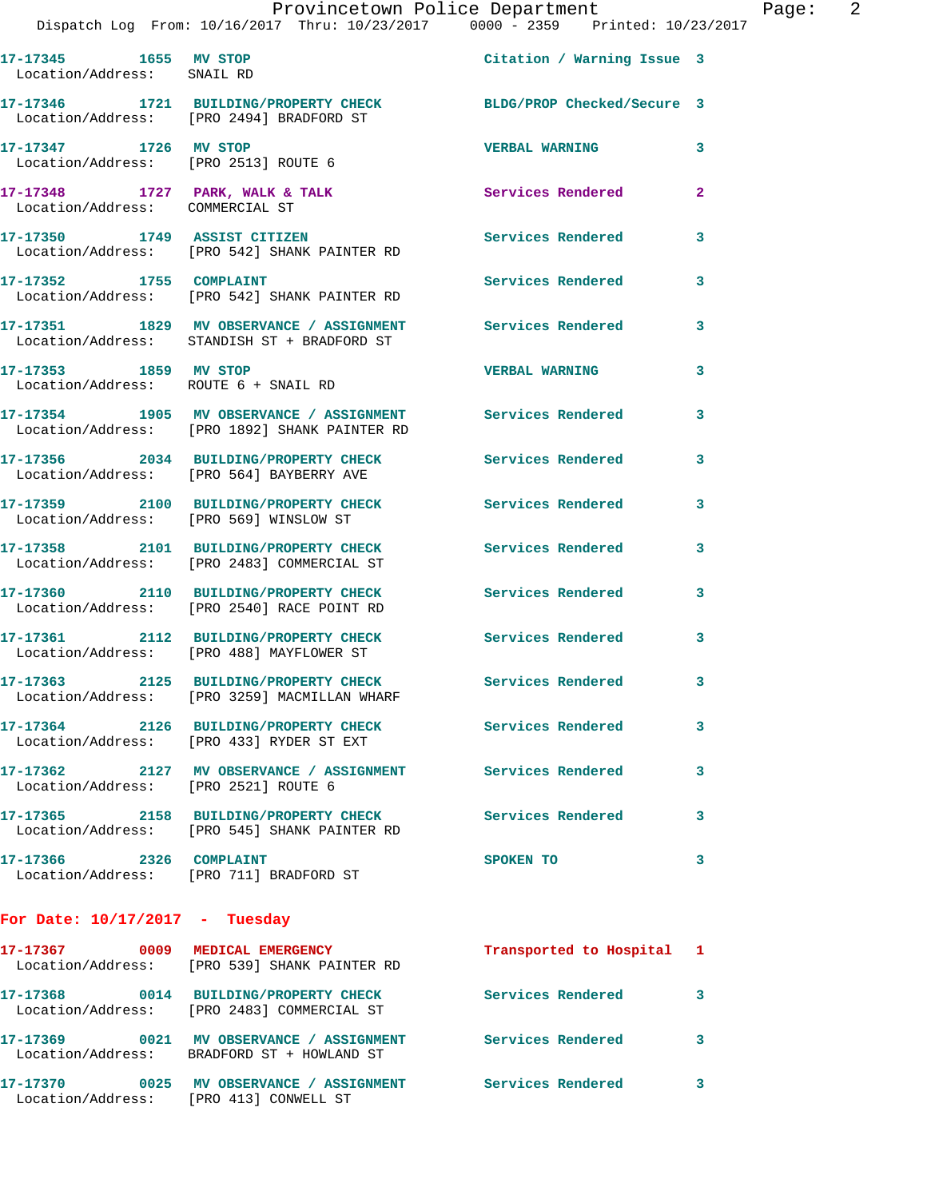17-17345 1655 MV STOP Citation / Warning Issue 3
Location/Address: SNAIL RD

17-17346 1721 BUILDING/PROPERTY CHECK BLDG/PROP Checked/Secure 3
Location/Address: [PRO 2494] BRADFORD ST

17-17347 1726 MV STOP VERBAL WARNING 3
Location/Address: [PRO 2513] ROUTE 6

17-17348 1727 PARK, WALK & TALK Services Rendered 2
Location/Address: COMMERCIAL ST

17-17350 1749 ASSIST CITIZEN Services Rendered 3
Location/Address: [PRO 542] SHANK PAINTER RD

17-17352 1755 COMPLAINT Services Rendered 3
Location/Address: [PRO 542] SHANK PAINTER RD

17-17351 1829 MV OBSERVANCE / ASSIGNMENT Services Rendered 3
Location/Address: STANDISH ST + BRADFORD ST

17-17353 1859 MV STOP VERBAL WARNING 3
Location/Address: ROUTE 6 + SNAIL RD

17-17354 1905 MV OBSERVANCE / ASSIGNMENT Services Rendered 3
Location/Address: [PRO 1892] SHANK PAINTER RD

17-17356 2034 BUILDING/PROPERTY CHECK Services Rendered 3
Location/Address: [PRO 564] BAYBERRY AVE

17-17359 2100 BUILDING/PROPERTY CHECK Services Rendered 3
Location/Address: [PRO 569] WINSLOW ST

17-17358 2101 BUILDING/PROPERTY CHECK Services Rendered 3
Location/Address: [PRO 2483] COMMERCIAL ST

17-17360 2110 BUILDING/PROPERTY CHECK Services Rendered 3
Location/Address: [PRO 2540] RACE POINT RD

17-17361 2112 BUILDING/PROPERTY CHECK Services Rendered 3
Location/Address: [PRO 488] MAYFLOWER ST

17-17363 2125 BUILDING/PROPERTY CHECK Services Rendered 3
Location/Address: [PRO 3259] MACMILLAN WHARF

17-17364 2126 BUILDING/PROPERTY CHECK Services Rendered 3
Location/Address: [PRO 433] RYDER ST EXT

17-17362 2127 MV OBSERVANCE / ASSIGNMENT Services Rendered 3
Location/Address: [PRO 2521] ROUTE 6

17-17365 2158 BUILDING/PROPERTY CHECK Services Rendered 3
Location/Address: [PRO 545] SHANK PAINTER RD

17-17366 2326 COMPLAINT SPOKEN TO 3
Location/Address: [PRO 711] BRADFORD ST

## For Date: 10/17/2017 - Tuesday

17-17367 0009 MEDICAL EMERGENCY Transported to Hospital 1
Location/Address: [PRO 539] SHANK PAINTER RD

17-17368 0014 BUILDING/PROPERTY CHECK Services Rendered 3
Location/Address: [PRO 2483] COMMERCIAL ST

17-17369 0021 MV OBSERVANCE / ASSIGNMENT Services Rendered 3
Location/Address: BRADFORD ST + HOWLAND ST

17-17370 0025 MV OBSERVANCE / ASSIGNMENT Services Rendered 3
Location/Address: [PRO 413] CONWELL ST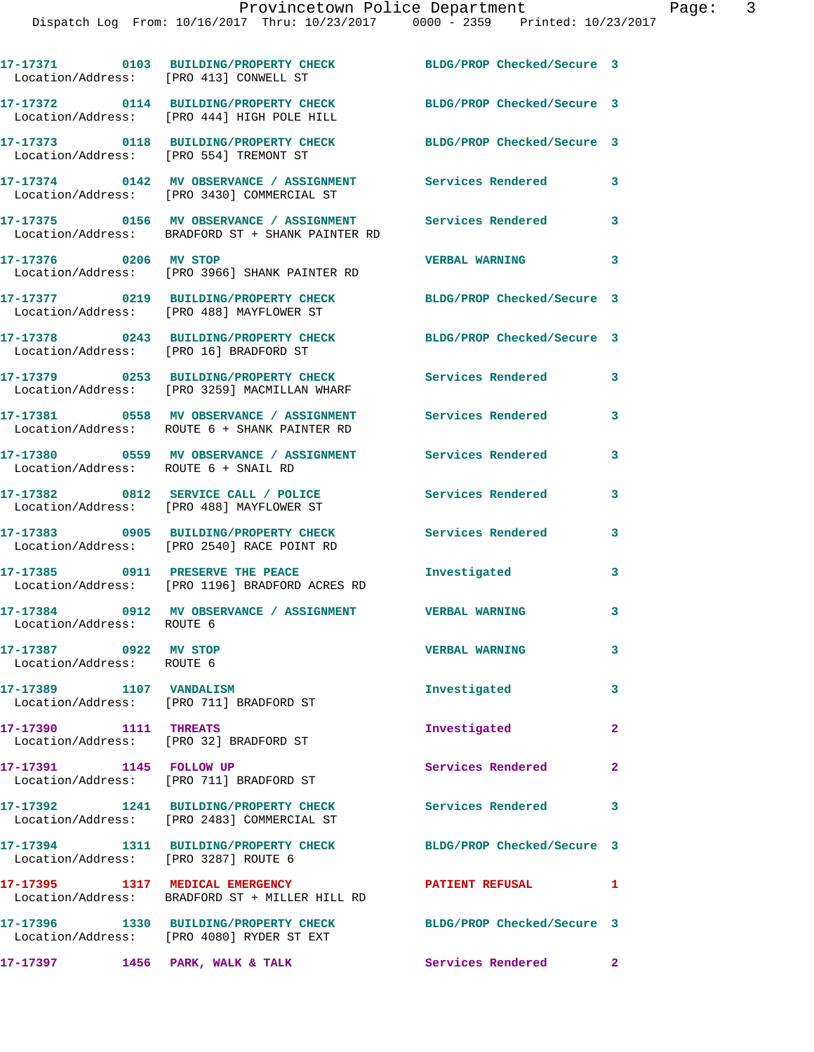17-17371 0103 BUILDING/PROPERTY CHECK BLDG/PROP Checked/Secure 3
Location/Address: [PRO 413] CONWELL ST

17-17372 0114 BUILDING/PROPERTY CHECK BLDG/PROP Checked/Secure 3
Location/Address: [PRO 444] HIGH POLE HILL

17-17373 0118 BUILDING/PROPERTY CHECK BLDG/PROP Checked/Secure 3
Location/Address: [PRO 554] TREMONT ST

17-17374 0142 MV OBSERVANCE / ASSIGNMENT Services Rendered 3
Location/Address: [PRO 3430] COMMERCIAL ST

17-17375 0156 MV OBSERVANCE / ASSIGNMENT Services Rendered 3
Location/Address: BRADFORD ST + SHANK PAINTER RD

17-17376 0206 MV STOP VERBAL WARNING 3
Location/Address: [PRO 3966] SHANK PAINTER RD

17-17377 0219 BUILDING/PROPERTY CHECK BLDG/PROP Checked/Secure 3
Location/Address: [PRO 488] MAYFLOWER ST

17-17378 0243 BUILDING/PROPERTY CHECK BLDG/PROP Checked/Secure 3
Location/Address: [PRO 16] BRADFORD ST

17-17379 0253 BUILDING/PROPERTY CHECK Services Rendered 3
Location/Address: [PRO 3259] MACMILLAN WHARF

17-17381 0558 MV OBSERVANCE / ASSIGNMENT Services Rendered 3
Location/Address: ROUTE 6 + SHANK PAINTER RD

17-17380 0559 MV OBSERVANCE / ASSIGNMENT Services Rendered 3
Location/Address: ROUTE 6 + SNAIL RD

17-17382 0812 SERVICE CALL / POLICE Services Rendered 3
Location/Address: [PRO 488] MAYFLOWER ST

17-17383 0905 BUILDING/PROPERTY CHECK Services Rendered 3
Location/Address: [PRO 2540] RACE POINT RD

17-17385 0911 PRESERVE THE PEACE Investigated 3
Location/Address: [PRO 1196] BRADFORD ACRES RD

17-17384 0912 MV OBSERVANCE / ASSIGNMENT VERBAL WARNING 3
Location/Address: ROUTE 6

17-17387 0922 MV STOP VERBAL WARNING 3
Location/Address: ROUTE 6

17-17389 1107 VANDALISM Investigated 3
Location/Address: [PRO 711] BRADFORD ST

17-17390 1111 THREATS Investigated 2
Location/Address: [PRO 32] BRADFORD ST

17-17391 1145 FOLLOW UP Services Rendered 2
Location/Address: [PRO 711] BRADFORD ST

17-17392 1241 BUILDING/PROPERTY CHECK Services Rendered 3
Location/Address: [PRO 2483] COMMERCIAL ST

17-17394 1311 BUILDING/PROPERTY CHECK BLDG/PROP Checked/Secure 3
Location/Address: [PRO 3287] ROUTE 6

17-17395 1317 MEDICAL EMERGENCY PATIENT REFUSAL 1
Location/Address: BRADFORD ST + MILLER HILL RD

17-17396 1330 BUILDING/PROPERTY CHECK BLDG/PROP Checked/Secure 3
Location/Address: [PRO 4080] RYDER ST EXT

17-17397 1456 PARK, WALK & TALK Services Rendered 2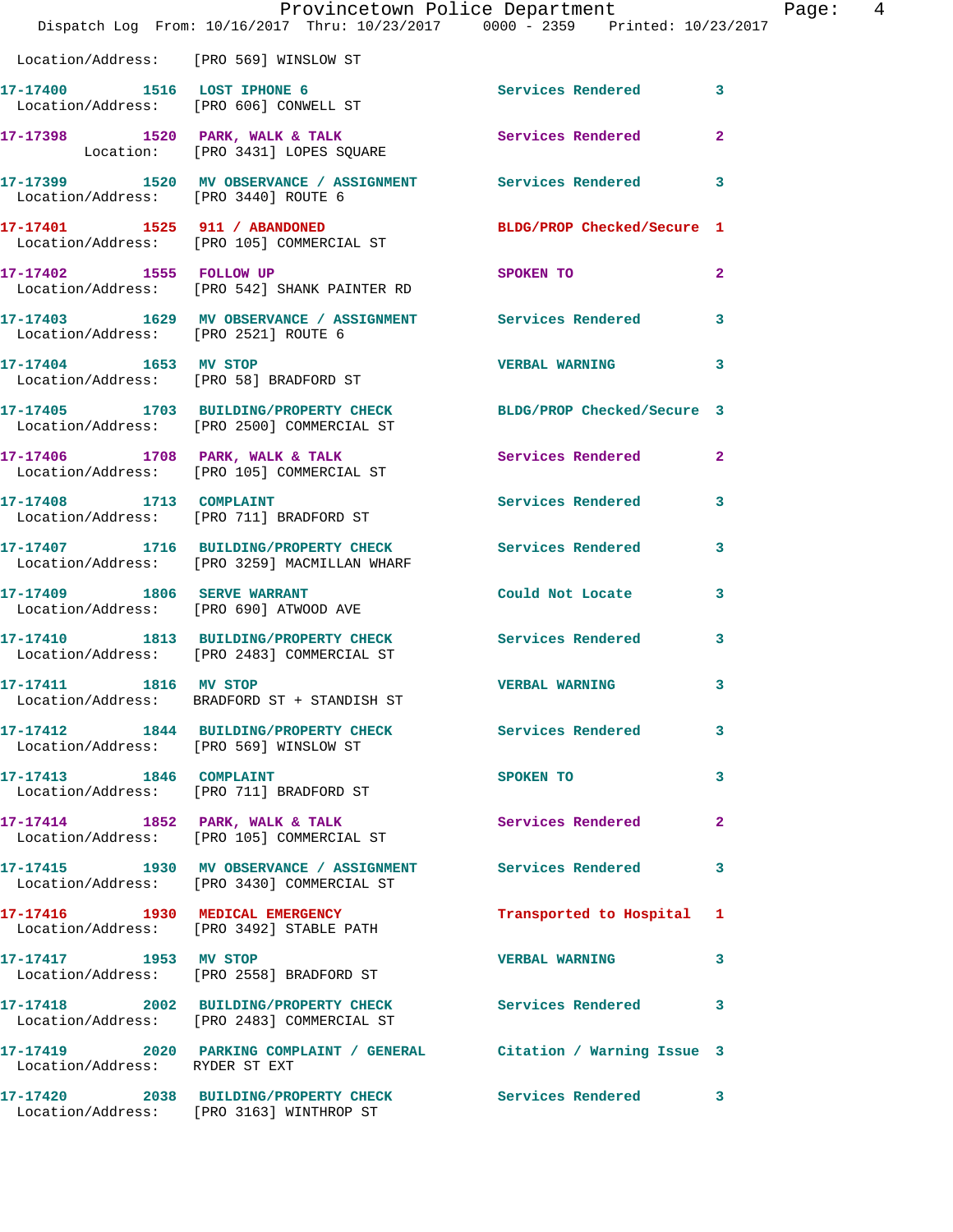Location/Address: [PRO 569] WINSLOW ST

| Call Number | Time | Call Reason | Action | Priority |
|---|---|---|---|---|
| 17-17400 | 1516 | LOST IPHONE 6 | Services Rendered | 3 |
| Location/Address: | | [PRO 606] CONWELL ST | | |
| 17-17398 | 1520 | PARK, WALK & TALK | Services Rendered | 2 |
| Location: | | [PRO 3431] LOPES SQUARE | | |
| 17-17399 | 1520 | MV OBSERVANCE / ASSIGNMENT | Services Rendered | 3 |
| Location/Address: | | [PRO 3440] ROUTE 6 | | |
| 17-17401 | 1525 | 911 / ABANDONED | BLDG/PROP Checked/Secure | 1 |
| Location/Address: | | [PRO 105] COMMERCIAL ST | | |
| 17-17402 | 1555 | FOLLOW UP | SPOKEN TO | 2 |
| Location/Address: | | [PRO 542] SHANK PAINTER RD | | |
| 17-17403 | 1629 | MV OBSERVANCE / ASSIGNMENT | Services Rendered | 3 |
| Location/Address: | | [PRO 2521] ROUTE 6 | | |
| 17-17404 | 1653 | MV STOP | VERBAL WARNING | 3 |
| Location/Address: | | [PRO 58] BRADFORD ST | | |
| 17-17405 | 1703 | BUILDING/PROPERTY CHECK | BLDG/PROP Checked/Secure | 3 |
| Location/Address: | | [PRO 2500] COMMERCIAL ST | | |
| 17-17406 | 1708 | PARK, WALK & TALK | Services Rendered | 2 |
| Location/Address: | | [PRO 105] COMMERCIAL ST | | |
| 17-17408 | 1713 | COMPLAINT | Services Rendered | 3 |
| Location/Address: | | [PRO 711] BRADFORD ST | | |
| 17-17407 | 1716 | BUILDING/PROPERTY CHECK | Services Rendered | 3 |
| Location/Address: | | [PRO 3259] MACMILLAN WHARF | | |
| 17-17409 | 1806 | SERVE WARRANT | Could Not Locate | 3 |
| Location/Address: | | [PRO 690] ATWOOD AVE | | |
| 17-17410 | 1813 | BUILDING/PROPERTY CHECK | Services Rendered | 3 |
| Location/Address: | | [PRO 2483] COMMERCIAL ST | | |
| 17-17411 | 1816 | MV STOP | VERBAL WARNING | 3 |
| Location/Address: | | BRADFORD ST + STANDISH ST | | |
| 17-17412 | 1844 | BUILDING/PROPERTY CHECK | Services Rendered | 3 |
| Location/Address: | | [PRO 569] WINSLOW ST | | |
| 17-17413 | 1846 | COMPLAINT | SPOKEN TO | 3 |
| Location/Address: | | [PRO 711] BRADFORD ST | | |
| 17-17414 | 1852 | PARK, WALK & TALK | Services Rendered | 2 |
| Location/Address: | | [PRO 105] COMMERCIAL ST | | |
| 17-17415 | 1930 | MV OBSERVANCE / ASSIGNMENT | Services Rendered | 3 |
| Location/Address: | | [PRO 3430] COMMERCIAL ST | | |
| 17-17416 | 1930 | MEDICAL EMERGENCY | Transported to Hospital | 1 |
| Location/Address: | | [PRO 3492] STABLE PATH | | |
| 17-17417 | 1953 | MV STOP | VERBAL WARNING | 3 |
| Location/Address: | | [PRO 2558] BRADFORD ST | | |
| 17-17418 | 2002 | BUILDING/PROPERTY CHECK | Services Rendered | 3 |
| Location/Address: | | [PRO 2483] COMMERCIAL ST | | |
| 17-17419 | 2020 | PARKING COMPLAINT / GENERAL | Citation / Warning Issue | 3 |
| Location/Address: | | RYDER ST EXT | | |
| 17-17420 | 2038 | BUILDING/PROPERTY CHECK | Services Rendered | 3 |
| Location/Address: | | [PRO 3163] WINTHROP ST | | |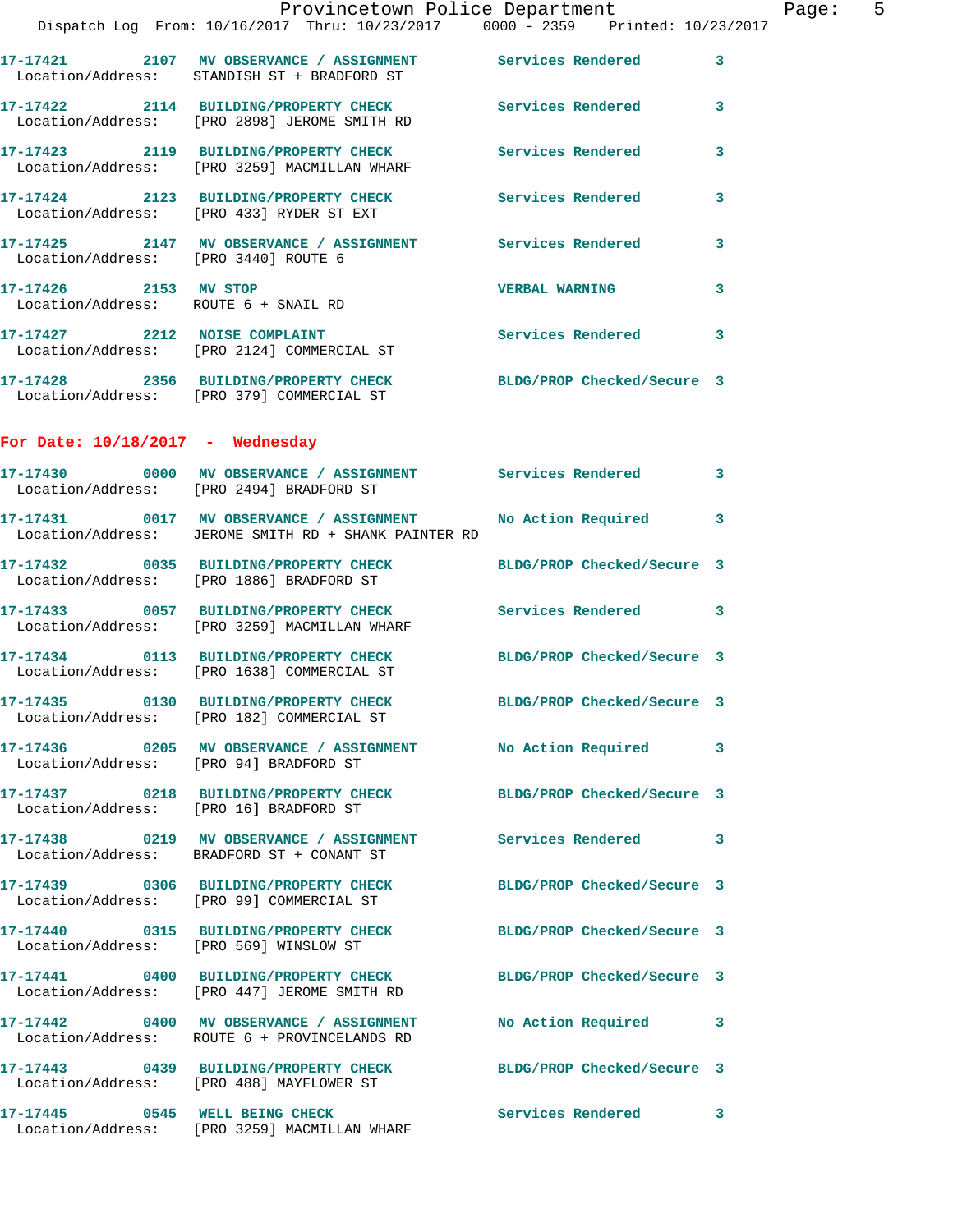17-17421 2107 MV OBSERVANCE / ASSIGNMENT Services Rendered 3
Location/Address: STANDISH ST + BRADFORD ST

17-17422 2114 BUILDING/PROPERTY CHECK Services Rendered 3
Location/Address: [PRO 2898] JEROME SMITH RD

17-17423 2119 BUILDING/PROPERTY CHECK Services Rendered 3
Location/Address: [PRO 3259] MACMILLAN WHARF

17-17424 2123 BUILDING/PROPERTY CHECK Services Rendered 3
Location/Address: [PRO 433] RYDER ST EXT

17-17425 2147 MV OBSERVANCE / ASSIGNMENT Services Rendered 3
Location/Address: [PRO 3440] ROUTE 6

17-17426 2153 MV STOP VERBAL WARNING 3
Location/Address: ROUTE 6 + SNAIL RD

17-17427 2212 NOISE COMPLAINT Services Rendered 3
Location/Address: [PRO 2124] COMMERCIAL ST

17-17428 2356 BUILDING/PROPERTY CHECK BLDG/PROP Checked/Secure 3
Location/Address: [PRO 379] COMMERCIAL ST

**For Date: 10/18/2017 - Wednesday**

17-17430 0000 MV OBSERVANCE / ASSIGNMENT Services Rendered 3
Location/Address: [PRO 2494] BRADFORD ST

17-17431 0017 MV OBSERVANCE / ASSIGNMENT No Action Required 3
Location/Address: JEROME SMITH RD + SHANK PAINTER RD

17-17432 0035 BUILDING/PROPERTY CHECK BLDG/PROP Checked/Secure 3
Location/Address: [PRO 1886] BRADFORD ST

17-17433 0057 BUILDING/PROPERTY CHECK Services Rendered 3
Location/Address: [PRO 3259] MACMILLAN WHARF

17-17434 0113 BUILDING/PROPERTY CHECK BLDG/PROP Checked/Secure 3
Location/Address: [PRO 1638] COMMERCIAL ST

17-17435 0130 BUILDING/PROPERTY CHECK BLDG/PROP Checked/Secure 3
Location/Address: [PRO 182] COMMERCIAL ST

17-17436 0205 MV OBSERVANCE / ASSIGNMENT No Action Required 3
Location/Address: [PRO 94] BRADFORD ST

17-17437 0218 BUILDING/PROPERTY CHECK BLDG/PROP Checked/Secure 3
Location/Address: [PRO 16] BRADFORD ST

17-17438 0219 MV OBSERVANCE / ASSIGNMENT Services Rendered 3
Location/Address: BRADFORD ST + CONANT ST

17-17439 0306 BUILDING/PROPERTY CHECK BLDG/PROP Checked/Secure 3
Location/Address: [PRO 99] COMMERCIAL ST

17-17440 0315 BUILDING/PROPERTY CHECK BLDG/PROP Checked/Secure 3
Location/Address: [PRO 569] WINSLOW ST

17-17441 0400 BUILDING/PROPERTY CHECK BLDG/PROP Checked/Secure 3
Location/Address: [PRO 447] JEROME SMITH RD

17-17442 0400 MV OBSERVANCE / ASSIGNMENT No Action Required 3
Location/Address: ROUTE 6 + PROVINCELANDS RD

17-17443 0439 BUILDING/PROPERTY CHECK BLDG/PROP Checked/Secure 3
Location/Address: [PRO 488] MAYFLOWER ST

17-17445 0545 WELL BEING CHECK Services Rendered 3
Location/Address: [PRO 3259] MACMILLAN WHARF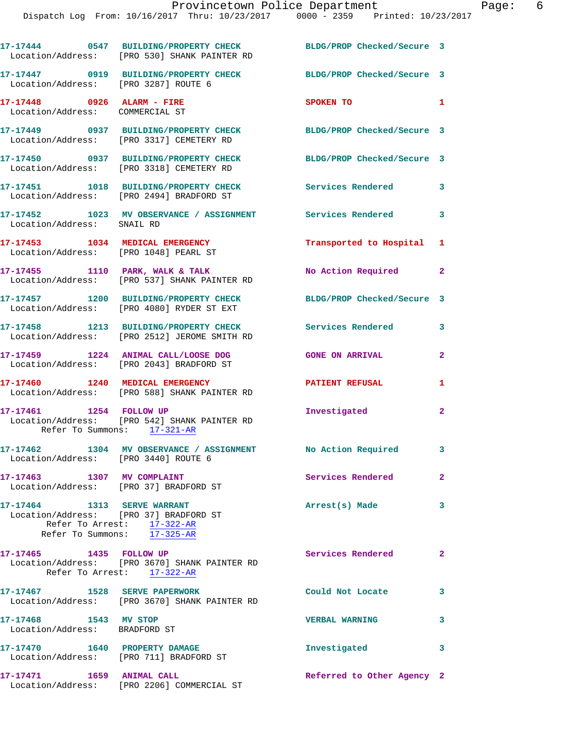17-17444 0547 BUILDING/PROPERTY CHECK BLDG/PROP Checked/Secure 3
Location/Address: [PRO 530] SHANK PAINTER RD

17-17447 0919 BUILDING/PROPERTY CHECK BLDG/PROP Checked/Secure 3
Location/Address: [PRO 3287] ROUTE 6

17-17448 0926 ALARM - FIRE SPOKEN TO 1
Location/Address: COMMERCIAL ST

17-17449 0937 BUILDING/PROPERTY CHECK BLDG/PROP Checked/Secure 3
Location/Address: [PRO 3317] CEMETERY RD

17-17450 0937 BUILDING/PROPERTY CHECK BLDG/PROP Checked/Secure 3
Location/Address: [PRO 3318] CEMETERY RD

17-17451 1018 BUILDING/PROPERTY CHECK Services Rendered 3
Location/Address: [PRO 2494] BRADFORD ST

17-17452 1023 MV OBSERVANCE / ASSIGNMENT Services Rendered 3
Location/Address: SNAIL RD

17-17453 1034 MEDICAL EMERGENCY Transported to Hospital 1
Location/Address: [PRO 1048] PEARL ST

17-17455 1110 PARK, WALK & TALK No Action Required 2
Location/Address: [PRO 537] SHANK PAINTER RD

17-17457 1200 BUILDING/PROPERTY CHECK BLDG/PROP Checked/Secure 3
Location/Address: [PRO 4080] RYDER ST EXT

17-17458 1213 BUILDING/PROPERTY CHECK Services Rendered 3
Location/Address: [PRO 2512] JEROME SMITH RD

17-17459 1224 ANIMAL CALL/LOOSE DOG GONE ON ARRIVAL 2
Location/Address: [PRO 2043] BRADFORD ST

17-17460 1240 MEDICAL EMERGENCY PATIENT REFUSAL 1
Location/Address: [PRO 588] SHANK PAINTER RD

17-17461 1254 FOLLOW UP Investigated 2
Location/Address: [PRO 542] SHANK PAINTER RD
Refer To Summons: 17-321-AR

17-17462 1304 MV OBSERVANCE / ASSIGNMENT No Action Required 3
Location/Address: [PRO 3440] ROUTE 6

17-17463 1307 MV COMPLAINT Services Rendered 2
Location/Address: [PRO 37] BRADFORD ST

17-17464 1313 SERVE WARRANT Arrest(s) Made 3
Location/Address: [PRO 37] BRADFORD ST
Refer To Arrest: 17-322-AR
Refer To Summons: 17-325-AR

17-17465 1435 FOLLOW UP Services Rendered 2
Location/Address: [PRO 3670] SHANK PAINTER RD
Refer To Arrest: 17-322-AR

17-17467 1528 SERVE PAPERWORK Could Not Locate 3
Location/Address: [PRO 3670] SHANK PAINTER RD

17-17468 1543 MV STOP VERBAL WARNING 3
Location/Address: BRADFORD ST

17-17470 1640 PROPERTY DAMAGE Investigated 3
Location/Address: [PRO 711] BRADFORD ST

17-17471 1659 ANIMAL CALL Referred to Other Agency 2
Location/Address: [PRO 2206] COMMERCIAL ST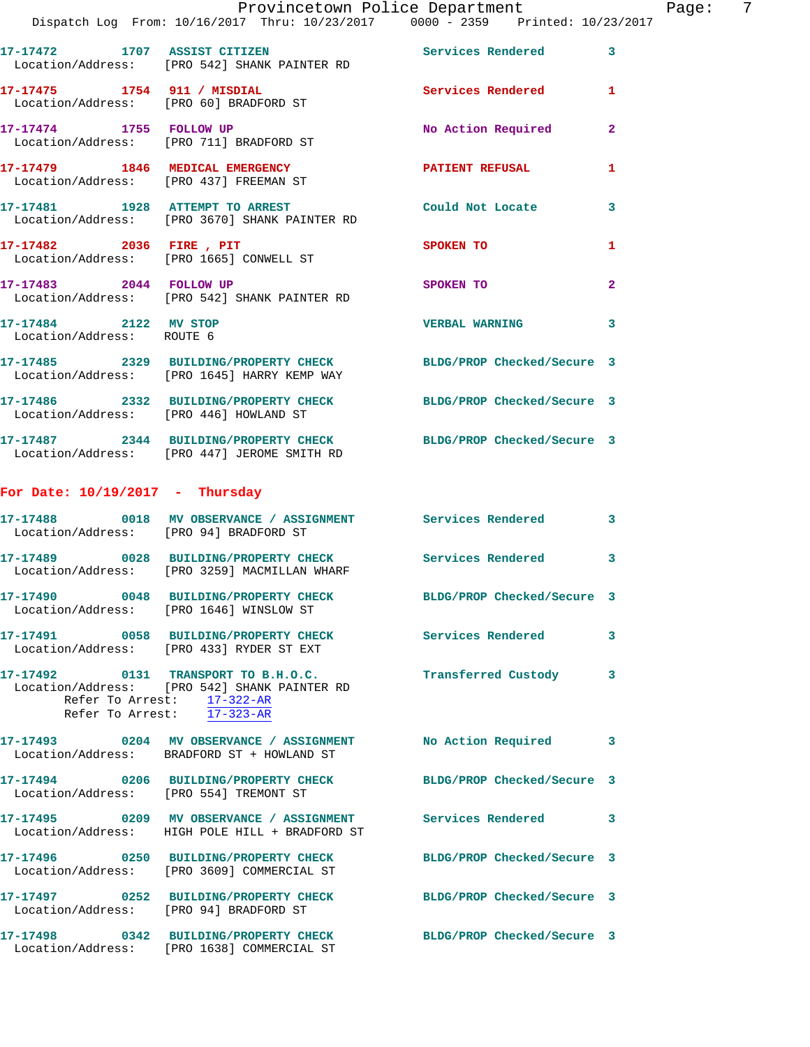17-17472 1707 ASSIST CITIZEN Services Rendered 3
Location/Address: [PRO 542] SHANK PAINTER RD

17-17475 1754 911 / MISDIAL Services Rendered 1
Location/Address: [PRO 60] BRADFORD ST

17-17474 1755 FOLLOW UP No Action Required 2
Location/Address: [PRO 711] BRADFORD ST

17-17479 1846 MEDICAL EMERGENCY PATIENT REFUSAL 1
Location/Address: [PRO 437] FREEMAN ST

17-17481 1928 ATTEMPT TO ARREST Could Not Locate 3
Location/Address: [PRO 3670] SHANK PAINTER RD

17-17482 2036 FIRE , PIT SPOKEN TO 1
Location/Address: [PRO 1665] CONWELL ST

17-17483 2044 FOLLOW UP SPOKEN TO 2
Location/Address: [PRO 542] SHANK PAINTER RD

17-17484 2122 MV STOP VERBAL WARNING 3
Location/Address: ROUTE 6

17-17485 2329 BUILDING/PROPERTY CHECK BLDG/PROP Checked/Secure 3
Location/Address: [PRO 1645] HARRY KEMP WAY

17-17486 2332 BUILDING/PROPERTY CHECK BLDG/PROP Checked/Secure 3
Location/Address: [PRO 446] HOWLAND ST

17-17487 2344 BUILDING/PROPERTY CHECK BLDG/PROP Checked/Secure 3
Location/Address: [PRO 447] JEROME SMITH RD

## For Date: 10/19/2017 - Thursday

17-17488 0018 MV OBSERVANCE / ASSIGNMENT Services Rendered 3
Location/Address: [PRO 94] BRADFORD ST

17-17489 0028 BUILDING/PROPERTY CHECK Services Rendered 3
Location/Address: [PRO 3259] MACMILLAN WHARF

17-17490 0048 BUILDING/PROPERTY CHECK BLDG/PROP Checked/Secure 3
Location/Address: [PRO 1646] WINSLOW ST

17-17491 0058 BUILDING/PROPERTY CHECK Services Rendered 3
Location/Address: [PRO 433] RYDER ST EXT

17-17492 0131 TRANSPORT TO B.H.O.C. Transferred Custody 3
Location/Address: [PRO 542] SHANK PAINTER RD
Refer To Arrest: 17-322-AR
Refer To Arrest: 17-323-AR

17-17493 0204 MV OBSERVANCE / ASSIGNMENT No Action Required 3
Location/Address: BRADFORD ST + HOWLAND ST

17-17494 0206 BUILDING/PROPERTY CHECK BLDG/PROP Checked/Secure 3
Location/Address: [PRO 554] TREMONT ST

17-17495 0209 MV OBSERVANCE / ASSIGNMENT Services Rendered 3
Location/Address: HIGH POLE HILL + BRADFORD ST

17-17496 0250 BUILDING/PROPERTY CHECK BLDG/PROP Checked/Secure 3
Location/Address: [PRO 3609] COMMERCIAL ST

17-17497 0252 BUILDING/PROPERTY CHECK BLDG/PROP Checked/Secure 3
Location/Address: [PRO 94] BRADFORD ST

17-17498 0342 BUILDING/PROPERTY CHECK BLDG/PROP Checked/Secure 3
Location/Address: [PRO 1638] COMMERCIAL ST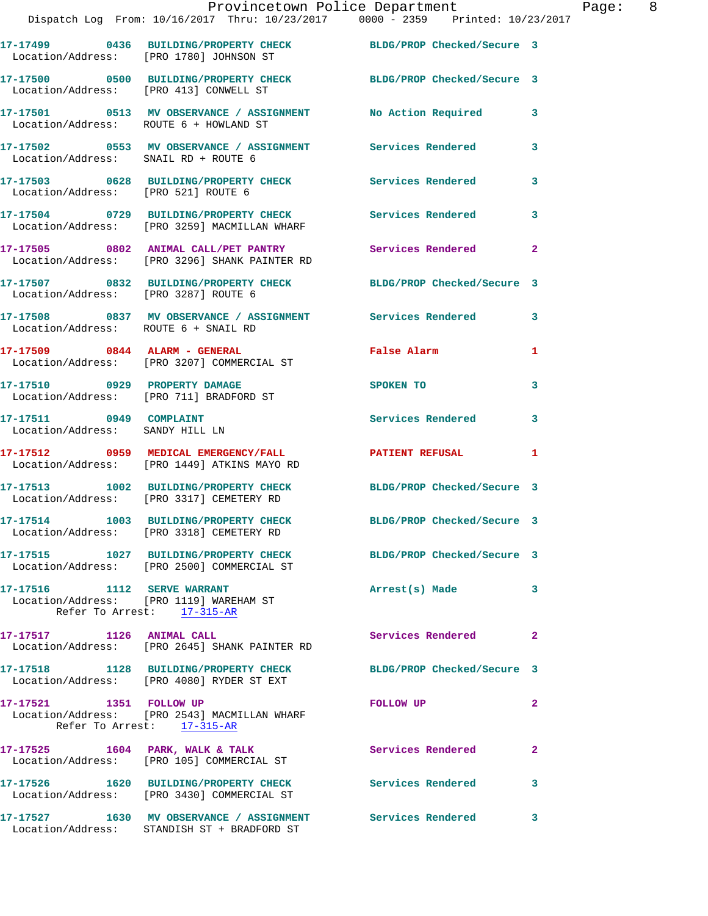17-17499 0436 BUILDING/PROPERTY CHECK BLDG/PROP Checked/Secure 3
Location/Address: [PRO 1780] JOHNSON ST

17-17500 0500 BUILDING/PROPERTY CHECK BLDG/PROP Checked/Secure 3
Location/Address: [PRO 413] CONWELL ST

17-17501 0513 MV OBSERVANCE / ASSIGNMENT No Action Required 3
Location/Address: ROUTE 6 + HOWLAND ST

17-17502 0553 MV OBSERVANCE / ASSIGNMENT Services Rendered 3
Location/Address: SNAIL RD + ROUTE 6

17-17503 0628 BUILDING/PROPERTY CHECK Services Rendered 3
Location/Address: [PRO 521] ROUTE 6

17-17504 0729 BUILDING/PROPERTY CHECK Services Rendered 3
Location/Address: [PRO 3259] MACMILLAN WHARF

17-17505 0802 ANIMAL CALL/PET PANTRY Services Rendered 2
Location/Address: [PRO 3296] SHANK PAINTER RD

17-17507 0832 BUILDING/PROPERTY CHECK BLDG/PROP Checked/Secure 3
Location/Address: [PRO 3287] ROUTE 6

17-17508 0837 MV OBSERVANCE / ASSIGNMENT Services Rendered 3
Location/Address: ROUTE 6 + SNAIL RD

17-17509 0844 ALARM - GENERAL False Alarm 1
Location/Address: [PRO 3207] COMMERCIAL ST

17-17510 0929 PROPERTY DAMAGE SPOKEN TO 3
Location/Address: [PRO 711] BRADFORD ST

17-17511 0949 COMPLAINT Services Rendered 3
Location/Address: SANDY HILL LN

17-17512 0959 MEDICAL EMERGENCY/FALL PATIENT REFUSAL 1
Location/Address: [PRO 1449] ATKINS MAYO RD

17-17513 1002 BUILDING/PROPERTY CHECK BLDG/PROP Checked/Secure 3
Location/Address: [PRO 3317] CEMETERY RD

17-17514 1003 BUILDING/PROPERTY CHECK BLDG/PROP Checked/Secure 3
Location/Address: [PRO 3318] CEMETERY RD

17-17515 1027 BUILDING/PROPERTY CHECK BLDG/PROP Checked/Secure 3
Location/Address: [PRO 2500] COMMERCIAL ST

17-17516 1112 SERVE WARRANT Arrest(s) Made 3
Location/Address: [PRO 1119] WAREHAM ST
Refer To Arrest: 17-315-AR

17-17517 1126 ANIMAL CALL Services Rendered 2
Location/Address: [PRO 2645] SHANK PAINTER RD

17-17518 1128 BUILDING/PROPERTY CHECK BLDG/PROP Checked/Secure 3
Location/Address: [PRO 4080] RYDER ST EXT

17-17521 1351 FOLLOW UP FOLLOW UP 2
Location/Address: [PRO 2543] MACMILLAN WHARF
Refer To Arrest: 17-315-AR

17-17525 1604 PARK, WALK & TALK Services Rendered 2
Location/Address: [PRO 105] COMMERCIAL ST

17-17526 1620 BUILDING/PROPERTY CHECK Services Rendered 3
Location/Address: [PRO 3430] COMMERCIAL ST

17-17527 1630 MV OBSERVANCE / ASSIGNMENT Services Rendered 3
Location/Address: STANDISH ST + BRADFORD ST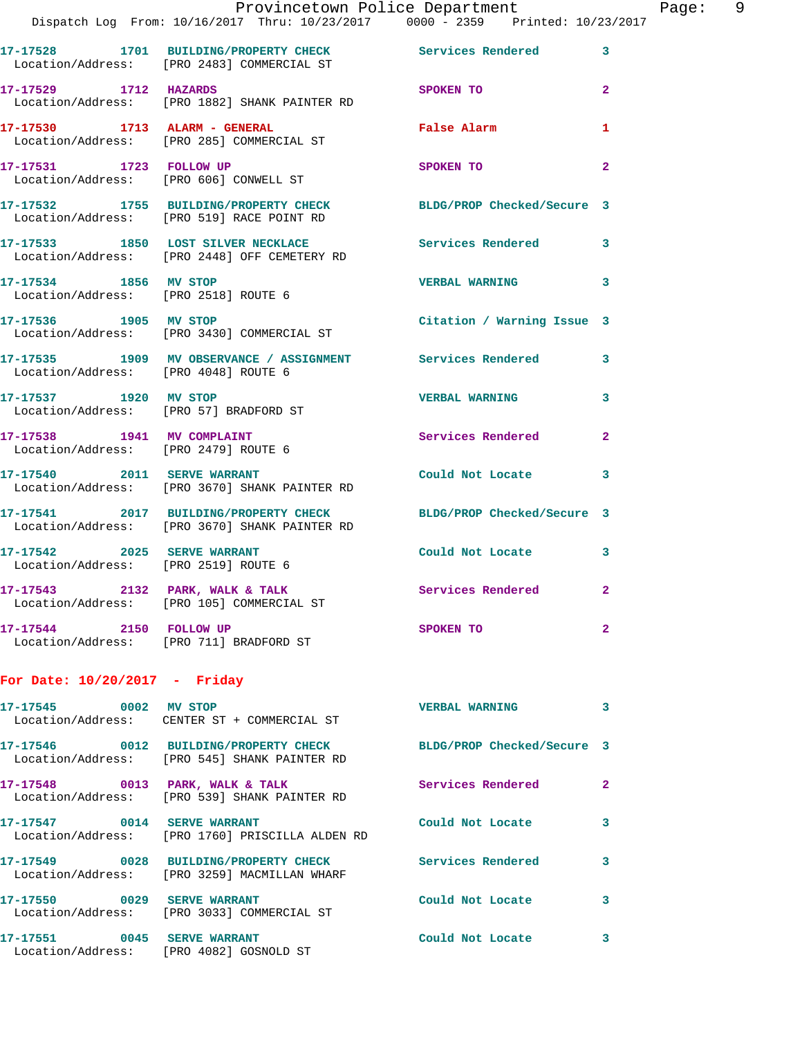17-17528 1701 BUILDING/PROPERTY CHECK Services Rendered 3
Location/Address: [PRO 2483] COMMERCIAL ST

17-17529 1712 HAZARDS SPOKEN TO 2
Location/Address: [PRO 1882] SHANK PAINTER RD

17-17530 1713 ALARM - GENERAL False Alarm 1
Location/Address: [PRO 285] COMMERCIAL ST

17-17531 1723 FOLLOW UP SPOKEN TO 2
Location/Address: [PRO 606] CONWELL ST

17-17532 1755 BUILDING/PROPERTY CHECK BLDG/PROP Checked/Secure 3
Location/Address: [PRO 519] RACE POINT RD

17-17533 1850 LOST SILVER NECKLACE Services Rendered 3
Location/Address: [PRO 2448] OFF CEMETERY RD

17-17534 1856 MV STOP VERBAL WARNING 3
Location/Address: [PRO 2518] ROUTE 6

17-17536 1905 MV STOP Citation / Warning Issue 3
Location/Address: [PRO 3430] COMMERCIAL ST

17-17535 1909 MV OBSERVANCE / ASSIGNMENT Services Rendered 3
Location/Address: [PRO 4048] ROUTE 6

17-17537 1920 MV STOP VERBAL WARNING 3
Location/Address: [PRO 57] BRADFORD ST

17-17538 1941 MV COMPLAINT Services Rendered 2
Location/Address: [PRO 2479] ROUTE 6

17-17540 2011 SERVE WARRANT Could Not Locate 3
Location/Address: [PRO 3670] SHANK PAINTER RD

17-17541 2017 BUILDING/PROPERTY CHECK BLDG/PROP Checked/Secure 3
Location/Address: [PRO 3670] SHANK PAINTER RD

17-17542 2025 SERVE WARRANT Could Not Locate 3
Location/Address: [PRO 2519] ROUTE 6

17-17543 2132 PARK, WALK & TALK Services Rendered 2
Location/Address: [PRO 105] COMMERCIAL ST

17-17544 2150 FOLLOW UP SPOKEN TO 2
Location/Address: [PRO 711] BRADFORD ST

**For Date: 10/20/2017 - Friday**

17-17545 0002 MV STOP VERBAL WARNING 3
Location/Address: CENTER ST + COMMERCIAL ST

17-17546 0012 BUILDING/PROPERTY CHECK BLDG/PROP Checked/Secure 3
Location/Address: [PRO 545] SHANK PAINTER RD

17-17548 0013 PARK, WALK & TALK Services Rendered 2
Location/Address: [PRO 539] SHANK PAINTER RD

17-17547 0014 SERVE WARRANT Could Not Locate 3
Location/Address: [PRO 1760] PRISCILLA ALDEN RD

17-17549 0028 BUILDING/PROPERTY CHECK Services Rendered 3
Location/Address: [PRO 3259] MACMILLAN WHARF

17-17550 0029 SERVE WARRANT Could Not Locate 3
Location/Address: [PRO 3033] COMMERCIAL ST

17-17551 0045 SERVE WARRANT Could Not Locate 3
Location/Address: [PRO 4082] GOSNOLD ST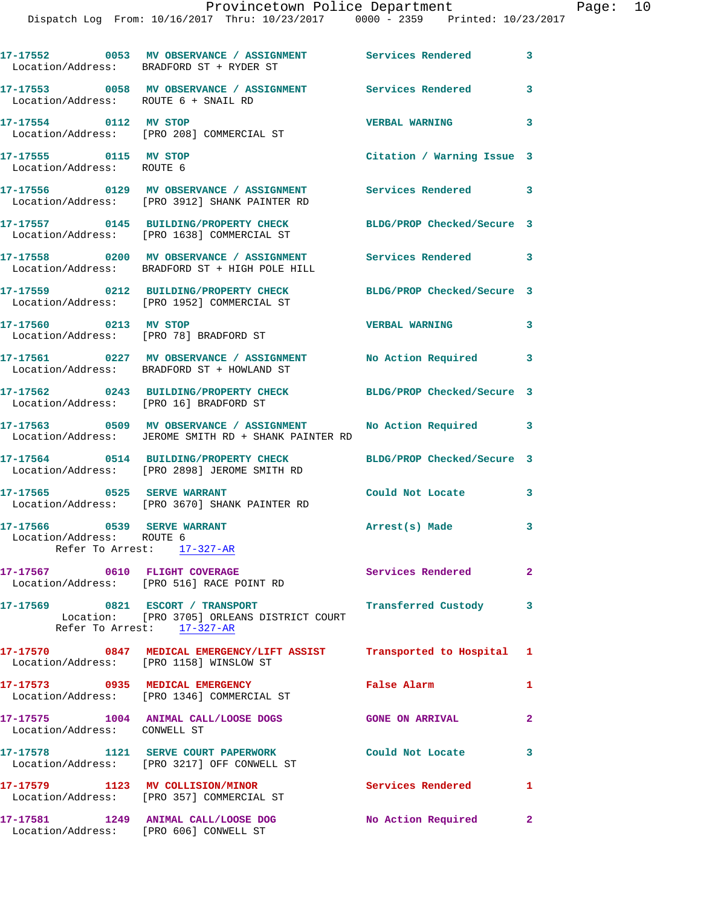17-17552 0053 MV OBSERVANCE / ASSIGNMENT Services Rendered 3
Location/Address: BRADFORD ST + RYDER ST

17-17553 0058 MV OBSERVANCE / ASSIGNMENT Services Rendered 3
Location/Address: ROUTE 6 + SNAIL RD

17-17554 0112 MV STOP VERBAL WARNING 3
Location/Address: [PRO 208] COMMERCIAL ST

17-17555 0115 MV STOP Citation / Warning Issue 3
Location/Address: ROUTE 6

17-17556 0129 MV OBSERVANCE / ASSIGNMENT Services Rendered 3
Location/Address: [PRO 3912] SHANK PAINTER RD

17-17557 0145 BUILDING/PROPERTY CHECK BLDG/PROP Checked/Secure 3
Location/Address: [PRO 1638] COMMERCIAL ST

17-17558 0200 MV OBSERVANCE / ASSIGNMENT Services Rendered 3
Location/Address: BRADFORD ST + HIGH POLE HILL

17-17559 0212 BUILDING/PROPERTY CHECK BLDG/PROP Checked/Secure 3
Location/Address: [PRO 1952] COMMERCIAL ST

17-17560 0213 MV STOP VERBAL WARNING 3
Location/Address: [PRO 78] BRADFORD ST

17-17561 0227 MV OBSERVANCE / ASSIGNMENT No Action Required 3
Location/Address: BRADFORD ST + HOWLAND ST

17-17562 0243 BUILDING/PROPERTY CHECK BLDG/PROP Checked/Secure 3
Location/Address: [PRO 16] BRADFORD ST

17-17563 0509 MV OBSERVANCE / ASSIGNMENT No Action Required 3
Location/Address: JEROME SMITH RD + SHANK PAINTER RD

17-17564 0514 BUILDING/PROPERTY CHECK BLDG/PROP Checked/Secure 3
Location/Address: [PRO 2898] JEROME SMITH RD

17-17565 0525 SERVE WARRANT Could Not Locate 3
Location/Address: [PRO 3670] SHANK PAINTER RD

17-17566 0539 SERVE WARRANT Arrest(s) Made 3
Location/Address: ROUTE 6
Refer To Arrest: 17-327-AR

17-17567 0610 FLIGHT COVERAGE Services Rendered 2
Location/Address: [PRO 516] RACE POINT RD

17-17569 0821 ESCORT / TRANSPORT Transferred Custody 3
Location: [PRO 3705] ORLEANS DISTRICT COURT
Refer To Arrest: 17-327-AR

17-17570 0847 MEDICAL EMERGENCY/LIFT ASSIST Transported to Hospital 1
Location/Address: [PRO 1158] WINSLOW ST

17-17573 0935 MEDICAL EMERGENCY False Alarm 1
Location/Address: [PRO 1346] COMMERCIAL ST

17-17575 1004 ANIMAL CALL/LOOSE DOGS GONE ON ARRIVAL 2
Location/Address: CONWELL ST

17-17578 1121 SERVE COURT PAPERWORK Could Not Locate 3
Location/Address: [PRO 3217] OFF CONWELL ST

17-17579 1123 MV COLLISION/MINOR Services Rendered 1
Location/Address: [PRO 357] COMMERCIAL ST

17-17581 1249 ANIMAL CALL/LOOSE DOG No Action Required 2
Location/Address: [PRO 606] CONWELL ST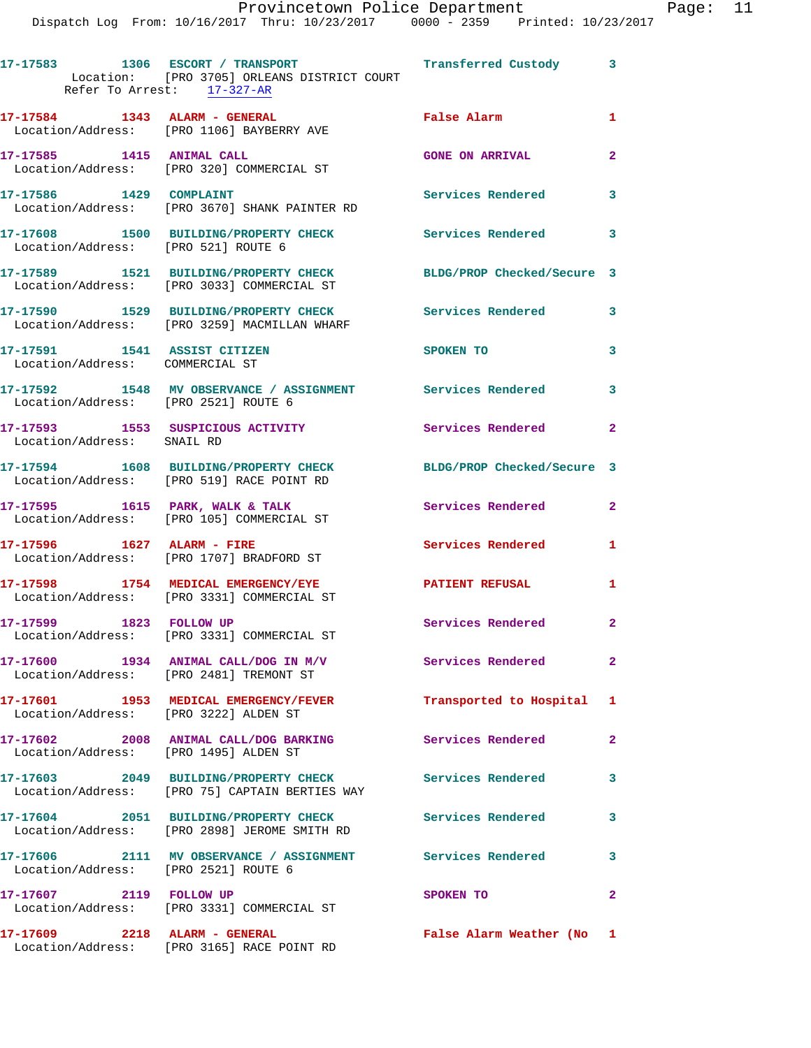17-17583 1306 ESCORT / TRANSPORT Transferred Custody 3
Location: [PRO 3705] ORLEANS DISTRICT COURT
Refer To Arrest: 17-327-AR

17-17584 1343 ALARM - GENERAL False Alarm 1
Location/Address: [PRO 1106] BAYBERRY AVE

17-17585 1415 ANIMAL CALL GONE ON ARRIVAL 2
Location/Address: [PRO 320] COMMERCIAL ST

17-17586 1429 COMPLAINT Services Rendered 3
Location/Address: [PRO 3670] SHANK PAINTER RD

17-17608 1500 BUILDING/PROPERTY CHECK Services Rendered 3
Location/Address: [PRO 521] ROUTE 6

17-17589 1521 BUILDING/PROPERTY CHECK BLDG/PROP Checked/Secure 3
Location/Address: [PRO 3033] COMMERCIAL ST

17-17590 1529 BUILDING/PROPERTY CHECK Services Rendered 3
Location/Address: [PRO 3259] MACMILLAN WHARF

17-17591 1541 ASSIST CITIZEN SPOKEN TO 3
Location/Address: COMMERCIAL ST

17-17592 1548 MV OBSERVANCE / ASSIGNMENT Services Rendered 3
Location/Address: [PRO 2521] ROUTE 6

17-17593 1553 SUSPICIOUS ACTIVITY Services Rendered 2
Location/Address: SNAIL RD

17-17594 1608 BUILDING/PROPERTY CHECK BLDG/PROP Checked/Secure 3
Location/Address: [PRO 519] RACE POINT RD

17-17595 1615 PARK, WALK & TALK Services Rendered 2
Location/Address: [PRO 105] COMMERCIAL ST

17-17596 1627 ALARM - FIRE Services Rendered 1
Location/Address: [PRO 1707] BRADFORD ST

17-17598 1754 MEDICAL EMERGENCY/EYE PATIENT REFUSAL 1
Location/Address: [PRO 3331] COMMERCIAL ST

17-17599 1823 FOLLOW UP Services Rendered 2
Location/Address: [PRO 3331] COMMERCIAL ST

17-17600 1934 ANIMAL CALL/DOG IN M/V Services Rendered 2
Location/Address: [PRO 2481] TREMONT ST

17-17601 1953 MEDICAL EMERGENCY/FEVER Transported to Hospital 1
Location/Address: [PRO 3222] ALDEN ST

17-17602 2008 ANIMAL CALL/DOG BARKING Services Rendered 2
Location/Address: [PRO 1495] ALDEN ST

17-17603 2049 BUILDING/PROPERTY CHECK Services Rendered 3
Location/Address: [PRO 75] CAPTAIN BERTIES WAY

17-17604 2051 BUILDING/PROPERTY CHECK Services Rendered 3
Location/Address: [PRO 2898] JEROME SMITH RD

17-17606 2111 MV OBSERVANCE / ASSIGNMENT Services Rendered 3
Location/Address: [PRO 2521] ROUTE 6

17-17607 2119 FOLLOW UP SPOKEN TO 2
Location/Address: [PRO 3331] COMMERCIAL ST

17-17609 2218 ALARM - GENERAL False Alarm Weather (No 1
Location/Address: [PRO 3165] RACE POINT RD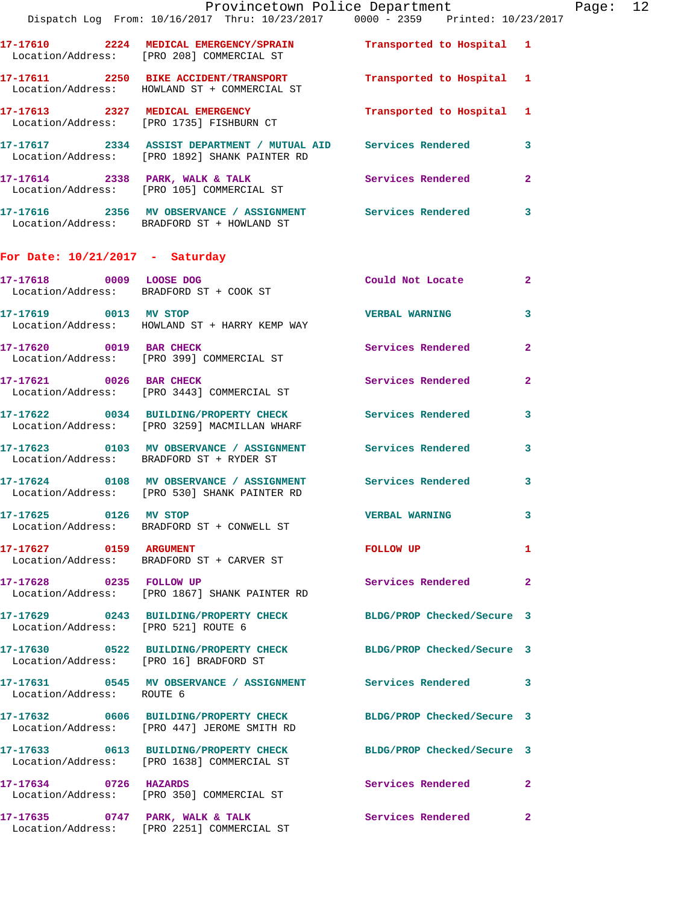| Call # | Time | Call Reason | Action | Priority |
|---|---|---|---|---|
| 17-17610 | 2224 | MEDICAL EMERGENCY/SPRAIN | Transported to Hospital | 1 |
| Location/Address: | [PRO 208] COMMERCIAL ST | | | |
| 17-17611 | 2250 | BIKE ACCIDENT/TRANSPORT | Transported to Hospital | 1 |
| Location/Address: | HOWLAND ST + COMMERCIAL ST | | | |
| 17-17613 | 2327 | MEDICAL EMERGENCY | Transported to Hospital | 1 |
| Location/Address: | [PRO 1735] FISHBURN CT | | | |
| 17-17617 | 2334 | ASSIST DEPARTMENT / MUTUAL AID | Services Rendered | 3 |
| Location/Address: | [PRO 1892] SHANK PAINTER RD | | | |
| 17-17614 | 2338 | PARK, WALK & TALK | Services Rendered | 2 |
| Location/Address: | [PRO 105] COMMERCIAL ST | | | |
| 17-17616 | 2356 | MV OBSERVANCE / ASSIGNMENT | Services Rendered | 3 |
| Location/Address: | BRADFORD ST + HOWLAND ST | | | |

**For Date: 10/21/2017 - Saturday**

| Call # | Time | Call Reason | Action | Priority |
|---|---|---|---|---|
| 17-17618 | 0009 | LOOSE DOG | Could Not Locate | 2 |
| Location/Address: | BRADFORD ST + COOK ST | | | |
| 17-17619 | 0013 | MV STOP | VERBAL WARNING | 3 |
| Location/Address: | HOWLAND ST + HARRY KEMP WAY | | | |
| 17-17620 | 0019 | BAR CHECK | Services Rendered | 2 |
| Location/Address: | [PRO 399] COMMERCIAL ST | | | |
| 17-17621 | 0026 | BAR CHECK | Services Rendered | 2 |
| Location/Address: | [PRO 3443] COMMERCIAL ST | | | |
| 17-17622 | 0034 | BUILDING/PROPERTY CHECK | Services Rendered | 3 |
| Location/Address: | [PRO 3259] MACMILLAN WHARF | | | |
| 17-17623 | 0103 | MV OBSERVANCE / ASSIGNMENT | Services Rendered | 3 |
| Location/Address: | BRADFORD ST + RYDER ST | | | |
| 17-17624 | 0108 | MV OBSERVANCE / ASSIGNMENT | Services Rendered | 3 |
| Location/Address: | [PRO 530] SHANK PAINTER RD | | | |
| 17-17625 | 0126 | MV STOP | VERBAL WARNING | 3 |
| Location/Address: | BRADFORD ST + CONWELL ST | | | |
| 17-17627 | 0159 | ARGUMENT | FOLLOW UP | 1 |
| Location/Address: | BRADFORD ST + CARVER ST | | | |
| 17-17628 | 0235 | FOLLOW UP | Services Rendered | 2 |
| Location/Address: | [PRO 1867] SHANK PAINTER RD | | | |
| 17-17629 | 0243 | BUILDING/PROPERTY CHECK | BLDG/PROP Checked/Secure | 3 |
| Location/Address: | [PRO 521] ROUTE 6 | | | |
| 17-17630 | 0522 | BUILDING/PROPERTY CHECK | BLDG/PROP Checked/Secure | 3 |
| Location/Address: | [PRO 16] BRADFORD ST | | | |
| 17-17631 | 0545 | MV OBSERVANCE / ASSIGNMENT | Services Rendered | 3 |
| Location/Address: | ROUTE 6 | | | |
| 17-17632 | 0606 | BUILDING/PROPERTY CHECK | BLDG/PROP Checked/Secure | 3 |
| Location/Address: | [PRO 447] JEROME SMITH RD | | | |
| 17-17633 | 0613 | BUILDING/PROPERTY CHECK | BLDG/PROP Checked/Secure | 3 |
| Location/Address: | [PRO 1638] COMMERCIAL ST | | | |
| 17-17634 | 0726 | HAZARDS | Services Rendered | 2 |
| Location/Address: | [PRO 350] COMMERCIAL ST | | | |
| 17-17635 | 0747 | PARK, WALK & TALK | Services Rendered | 2 |
| Location/Address: | [PRO 2251] COMMERCIAL ST | | | |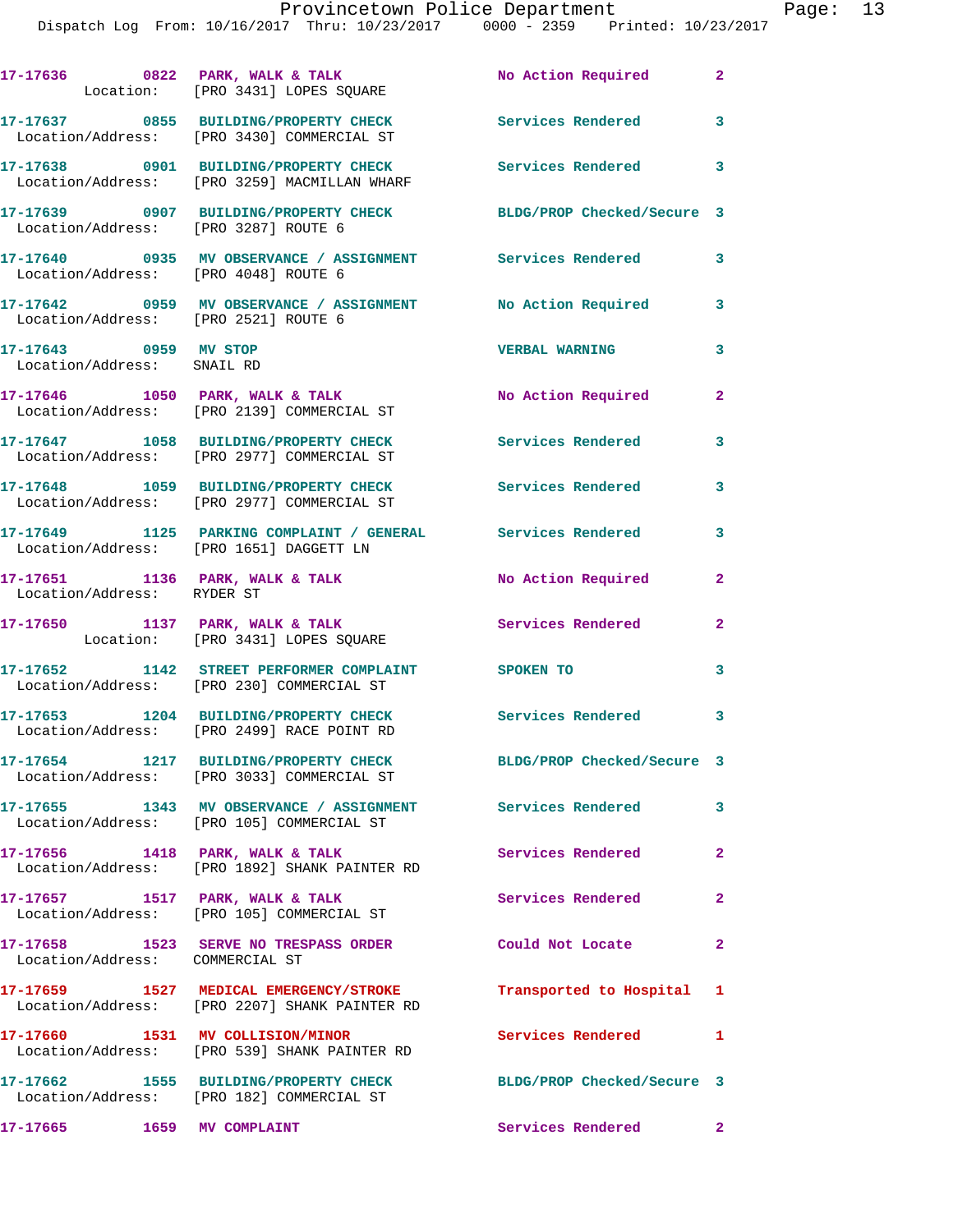17-17636 0822 PARK, WALK & TALK No Action Required 2
Location: [PRO 3431] LOPES SQUARE

17-17637 0855 BUILDING/PROPERTY CHECK Services Rendered 3
Location/Address: [PRO 3430] COMMERCIAL ST

17-17638 0901 BUILDING/PROPERTY CHECK Services Rendered 3
Location/Address: [PRO 3259] MACMILLAN WHARF

17-17639 0907 BUILDING/PROPERTY CHECK BLDG/PROP Checked/Secure 3
Location/Address: [PRO 3287] ROUTE 6

17-17640 0935 MV OBSERVANCE / ASSIGNMENT Services Rendered 3
Location/Address: [PRO 4048] ROUTE 6

17-17642 0959 MV OBSERVANCE / ASSIGNMENT No Action Required 3
Location/Address: [PRO 2521] ROUTE 6

17-17643 0959 MV STOP VERBAL WARNING 3
Location/Address: SNAIL RD

17-17646 1050 PARK, WALK & TALK No Action Required 2
Location/Address: [PRO 2139] COMMERCIAL ST

17-17647 1058 BUILDING/PROPERTY CHECK Services Rendered 3
Location/Address: [PRO 2977] COMMERCIAL ST

17-17648 1059 BUILDING/PROPERTY CHECK Services Rendered 3
Location/Address: [PRO 2977] COMMERCIAL ST

17-17649 1125 PARKING COMPLAINT / GENERAL Services Rendered 3
Location/Address: [PRO 1651] DAGGETT LN

17-17651 1136 PARK, WALK & TALK No Action Required 2
Location/Address: RYDER ST

17-17650 1137 PARK, WALK & TALK Services Rendered 2
Location: [PRO 3431] LOPES SQUARE

17-17652 1142 STREET PERFORMER COMPLAINT SPOKEN TO 3
Location/Address: [PRO 230] COMMERCIAL ST

17-17653 1204 BUILDING/PROPERTY CHECK Services Rendered 3
Location/Address: [PRO 2499] RACE POINT RD

17-17654 1217 BUILDING/PROPERTY CHECK BLDG/PROP Checked/Secure 3
Location/Address: [PRO 3033] COMMERCIAL ST

17-17655 1343 MV OBSERVANCE / ASSIGNMENT Services Rendered 3
Location/Address: [PRO 105] COMMERCIAL ST

17-17656 1418 PARK, WALK & TALK Services Rendered 2
Location/Address: [PRO 1892] SHANK PAINTER RD

17-17657 1517 PARK, WALK & TALK Services Rendered 2
Location/Address: [PRO 105] COMMERCIAL ST

17-17658 1523 SERVE NO TRESPASS ORDER Could Not Locate 2
Location/Address: COMMERCIAL ST

17-17659 1527 MEDICAL EMERGENCY/STROKE Transported to Hospital 1
Location/Address: [PRO 2207] SHANK PAINTER RD

17-17660 1531 MV COLLISION/MINOR Services Rendered 1
Location/Address: [PRO 539] SHANK PAINTER RD

17-17662 1555 BUILDING/PROPERTY CHECK BLDG/PROP Checked/Secure 3
Location/Address: [PRO 182] COMMERCIAL ST

17-17665 1659 MV COMPLAINT Services Rendered 2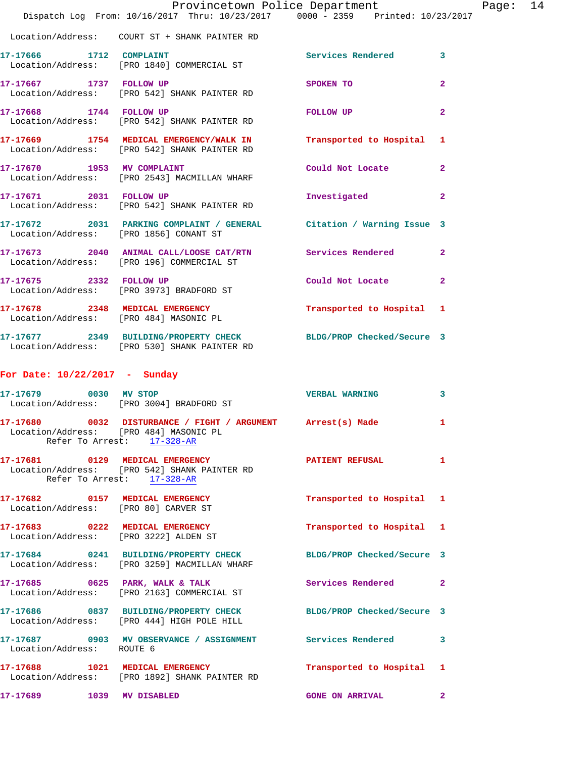Location/Address: COURT ST + SHANK PAINTER RD

**17-17666** 1712 **COMPLAINT** Services Rendered 3
Location/Address: [PRO 1840] COMMERCIAL ST

**17-17667** 1737 **FOLLOW UP** SPOKEN TO 2
Location/Address: [PRO 542] SHANK PAINTER RD

**17-17668** 1744 **FOLLOW UP** FOLLOW UP 2
Location/Address: [PRO 542] SHANK PAINTER RD

**17-17669** 1754 **MEDICAL EMERGENCY/WALK IN** Transported to Hospital 1
Location/Address: [PRO 542] SHANK PAINTER RD

**17-17670** 1953 **MV COMPLAINT** Could Not Locate 2
Location/Address: [PRO 2543] MACMILLAN WHARF

**17-17671** 2031 **FOLLOW UP** Investigated 2
Location/Address: [PRO 542] SHANK PAINTER RD

**17-17672** 2031 **PARKING COMPLAINT / GENERAL** Citation / Warning Issue 3
Location/Address: [PRO 1856] CONANT ST

**17-17673** 2040 **ANIMAL CALL/LOOSE CAT/RTN** Services Rendered 2
Location/Address: [PRO 196] COMMERCIAL ST

**17-17675** 2332 **FOLLOW UP** Could Not Locate 2
Location/Address: [PRO 3973] BRADFORD ST

**17-17678** 2348 **MEDICAL EMERGENCY** Transported to Hospital 1
Location/Address: [PRO 484] MASONIC PL

**17-17677** 2349 **BUILDING/PROPERTY CHECK** BLDG/PROP Checked/Secure 3
Location/Address: [PRO 530] SHANK PAINTER RD

## For Date: 10/22/2017 - Sunday

**17-17679** 0030 **MV STOP** VERBAL WARNING 3
Location/Address: [PRO 3004] BRADFORD ST

**17-17680** 0032 **DISTURBANCE / FIGHT / ARGUMENT** Arrest(s) Made 1
Location/Address: [PRO 484] MASONIC PL
Refer To Arrest: 17-328-AR

**17-17681** 0129 **MEDICAL EMERGENCY** PATIENT REFUSAL 1
Location/Address: [PRO 542] SHANK PAINTER RD
Refer To Arrest: 17-328-AR

**17-17682** 0157 **MEDICAL EMERGENCY** Transported to Hospital 1
Location/Address: [PRO 80] CARVER ST

**17-17683** 0222 **MEDICAL EMERGENCY** Transported to Hospital 1
Location/Address: [PRO 3222] ALDEN ST

**17-17684** 0241 **BUILDING/PROPERTY CHECK** BLDG/PROP Checked/Secure 3
Location/Address: [PRO 3259] MACMILLAN WHARF

**17-17685** 0625 **PARK, WALK & TALK** Services Rendered 2
Location/Address: [PRO 2163] COMMERCIAL ST

**17-17686** 0837 **BUILDING/PROPERTY CHECK** BLDG/PROP Checked/Secure 3
Location/Address: [PRO 444] HIGH POLE HILL

**17-17687** 0903 **MV OBSERVANCE / ASSIGNMENT** Services Rendered 3
Location/Address: ROUTE 6

**17-17688** 1021 **MEDICAL EMERGENCY** Transported to Hospital 1
Location/Address: [PRO 1892] SHANK PAINTER RD

**17-17689** 1039 **MV DISABLED** GONE ON ARRIVAL 2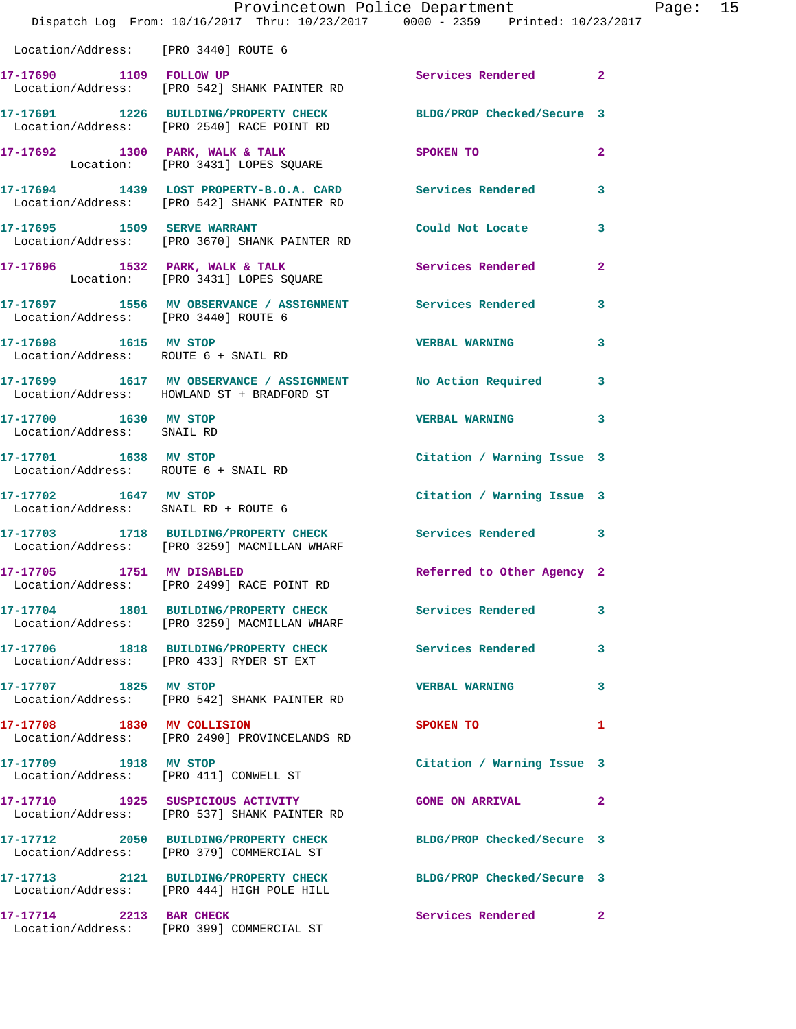Location/Address: [PRO 3440] ROUTE 6

| Call # | Time | Call Reason | Action | Priority |
|---|---|---|---|---|
| 17-17690 | 1109 | FOLLOW UP | Services Rendered | 2 |
| | | Location/Address: [PRO 542] SHANK PAINTER RD | | |
| 17-17691 | 1226 | BUILDING/PROPERTY CHECK | BLDG/PROP Checked/Secure | 3 |
| | | Location/Address: [PRO 2540] RACE POINT RD | | |
| 17-17692 | 1300 | PARK, WALK & TALK | SPOKEN TO | 2 |
| | | Location: [PRO 3431] LOPES SQUARE | | |
| 17-17694 | 1439 | LOST PROPERTY-B.O.A. CARD | Services Rendered | 3 |
| | | Location/Address: [PRO 542] SHANK PAINTER RD | | |
| 17-17695 | 1509 | SERVE WARRANT | Could Not Locate | 3 |
| | | Location/Address: [PRO 3670] SHANK PAINTER RD | | |
| 17-17696 | 1532 | PARK, WALK & TALK | Services Rendered | 2 |
| | | Location: [PRO 3431] LOPES SQUARE | | |
| 17-17697 | 1556 | MV OBSERVANCE / ASSIGNMENT | Services Rendered | 3 |
| | | Location/Address: [PRO 3440] ROUTE 6 | | |
| 17-17698 | 1615 | MV STOP | VERBAL WARNING | 3 |
| | | Location/Address: ROUTE 6 + SNAIL RD | | |
| 17-17699 | 1617 | MV OBSERVANCE / ASSIGNMENT | No Action Required | 3 |
| | | Location/Address: HOWLAND ST + BRADFORD ST | | |
| 17-17700 | 1630 | MV STOP | VERBAL WARNING | 3 |
| | | Location/Address: SNAIL RD | | |
| 17-17701 | 1638 | MV STOP | Citation / Warning Issue | 3 |
| | | Location/Address: ROUTE 6 + SNAIL RD | | |
| 17-17702 | 1647 | MV STOP | Citation / Warning Issue | 3 |
| | | Location/Address: SNAIL RD + ROUTE 6 | | |
| 17-17703 | 1718 | BUILDING/PROPERTY CHECK | Services Rendered | 3 |
| | | Location/Address: [PRO 3259] MACMILLAN WHARF | | |
| 17-17705 | 1751 | MV DISABLED | Referred to Other Agency | 2 |
| | | Location/Address: [PRO 2499] RACE POINT RD | | |
| 17-17704 | 1801 | BUILDING/PROPERTY CHECK | Services Rendered | 3 |
| | | Location/Address: [PRO 3259] MACMILLAN WHARF | | |
| 17-17706 | 1818 | BUILDING/PROPERTY CHECK | Services Rendered | 3 |
| | | Location/Address: [PRO 433] RYDER ST EXT | | |
| 17-17707 | 1825 | MV STOP | VERBAL WARNING | 3 |
| | | Location/Address: [PRO 542] SHANK PAINTER RD | | |
| 17-17708 | 1830 | MV COLLISION | SPOKEN TO | 1 |
| | | Location/Address: [PRO 2490] PROVINCELANDS RD | | |
| 17-17709 | 1918 | MV STOP | Citation / Warning Issue | 3 |
| | | Location/Address: [PRO 411] CONWELL ST | | |
| 17-17710 | 1925 | SUSPICIOUS ACTIVITY | GONE ON ARRIVAL | 2 |
| | | Location/Address: [PRO 537] SHANK PAINTER RD | | |
| 17-17712 | 2050 | BUILDING/PROPERTY CHECK | BLDG/PROP Checked/Secure | 3 |
| | | Location/Address: [PRO 379] COMMERCIAL ST | | |
| 17-17713 | 2121 | BUILDING/PROPERTY CHECK | BLDG/PROP Checked/Secure | 3 |
| | | Location/Address: [PRO 444] HIGH POLE HILL | | |
| 17-17714 | 2213 | BAR CHECK | Services Rendered | 2 |
| | | Location/Address: [PRO 399] COMMERCIAL ST | | |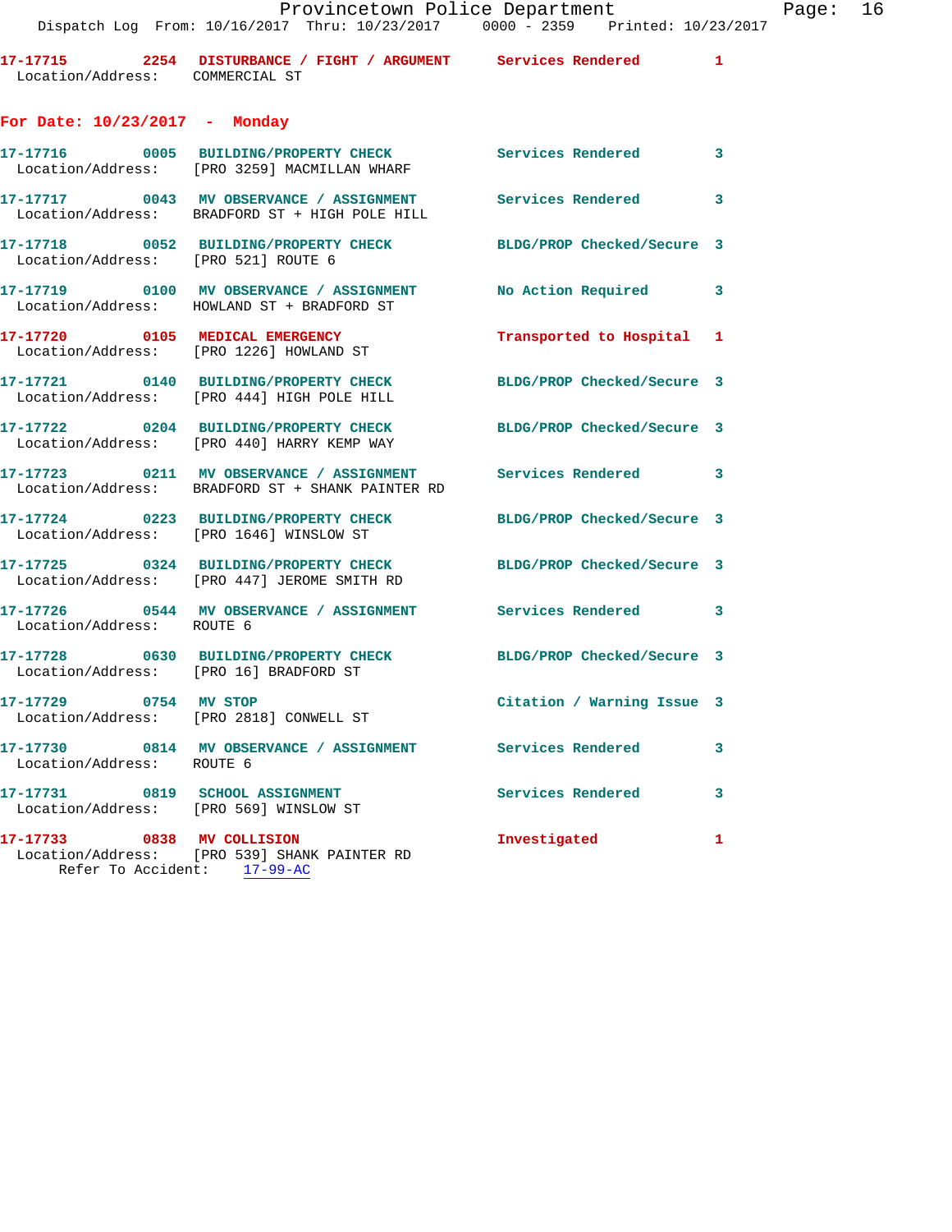17-17715 2254 DISTURBANCE / FIGHT / ARGUMENT Services Rendered 1
Location/Address: COMMERCIAL ST

**For Date: 10/23/2017 - Monday**

17-17716 0005 BUILDING/PROPERTY CHECK Services Rendered 3
Location/Address: [PRO 3259] MACMILLAN WHARF

17-17717 0043 MV OBSERVANCE / ASSIGNMENT Services Rendered 3
Location/Address: BRADFORD ST + HIGH POLE HILL

17-17718 0052 BUILDING/PROPERTY CHECK BLDG/PROP Checked/Secure 3
Location/Address: [PRO 521] ROUTE 6

17-17719 0100 MV OBSERVANCE / ASSIGNMENT No Action Required 3
Location/Address: HOWLAND ST + BRADFORD ST

17-17720 0105 MEDICAL EMERGENCY Transported to Hospital 1
Location/Address: [PRO 1226] HOWLAND ST

17-17721 0140 BUILDING/PROPERTY CHECK BLDG/PROP Checked/Secure 3
Location/Address: [PRO 444] HIGH POLE HILL

17-17722 0204 BUILDING/PROPERTY CHECK BLDG/PROP Checked/Secure 3
Location/Address: [PRO 440] HARRY KEMP WAY

17-17723 0211 MV OBSERVANCE / ASSIGNMENT Services Rendered 3
Location/Address: BRADFORD ST + SHANK PAINTER RD

17-17724 0223 BUILDING/PROPERTY CHECK BLDG/PROP Checked/Secure 3
Location/Address: [PRO 1646] WINSLOW ST

17-17725 0324 BUILDING/PROPERTY CHECK BLDG/PROP Checked/Secure 3
Location/Address: [PRO 447] JEROME SMITH RD

17-17726 0544 MV OBSERVANCE / ASSIGNMENT Services Rendered 3
Location/Address: ROUTE 6

17-17728 0630 BUILDING/PROPERTY CHECK BLDG/PROP Checked/Secure 3
Location/Address: [PRO 16] BRADFORD ST

17-17729 0754 MV STOP Citation / Warning Issue 3
Location/Address: [PRO 2818] CONWELL ST

17-17730 0814 MV OBSERVANCE / ASSIGNMENT Services Rendered 3
Location/Address: ROUTE 6

17-17731 0819 SCHOOL ASSIGNMENT Services Rendered 3
Location/Address: [PRO 569] WINSLOW ST

17-17733 0838 MV COLLISION Investigated 1
Location/Address: [PRO 539] SHANK PAINTER RD
Refer To Accident: 17-99-AC